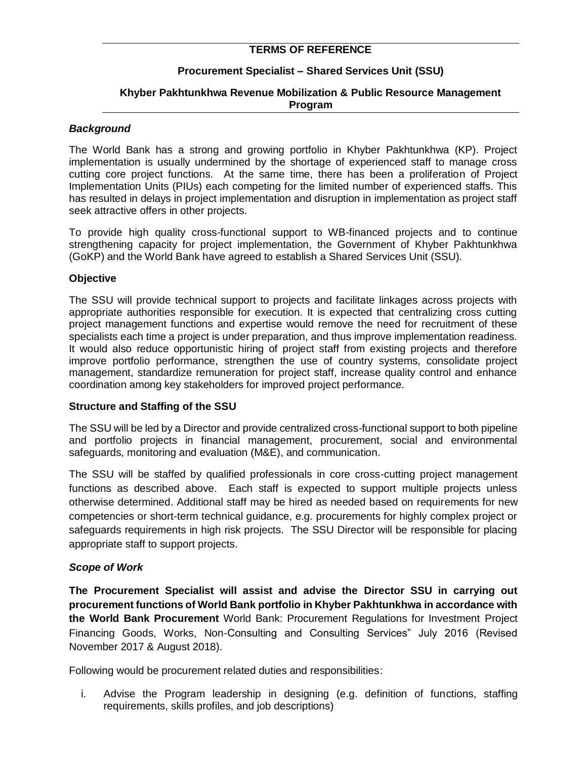**TERMS OF REFERENCE**

**Procurement Specialist – Shared Services Unit (SSU)**

**Khyber Pakhtunkhwa Revenue Mobilization & Public Resource Management Program**

***Background***

The World Bank has a strong and growing portfolio in Khyber Pakhtunkhwa (KP). Project implementation is usually undermined by the shortage of experienced staff to manage cross cutting core project functions. At the same time, there has been a proliferation of Project Implementation Units (PIUs) each competing for the limited number of experienced staffs. This has resulted in delays in project implementation and disruption in implementation as project staff seek attractive offers in other projects.

To provide high quality cross-functional support to WB-financed projects and to continue strengthening capacity for project implementation, the Government of Khyber Pakhtunkhwa (GoKP) and the World Bank have agreed to establish a Shared Services Unit (SSU).

**Objective**

The SSU will provide technical support to projects and facilitate linkages across projects with appropriate authorities responsible for execution. It is expected that centralizing cross cutting project management functions and expertise would remove the need for recruitment of these specialists each time a project is under preparation, and thus improve implementation readiness. It would also reduce opportunistic hiring of project staff from existing projects and therefore improve portfolio performance, strengthen the use of country systems, consolidate project management, standardize remuneration for project staff, increase quality control and enhance coordination among key stakeholders for improved project performance.

**Structure and Staffing of the SSU**

The SSU will be led by a Director and provide centralized cross-functional support to both pipeline and portfolio projects in financial management, procurement, social and environmental safeguards, monitoring and evaluation (M&E), and communication.

The SSU will be staffed by qualified professionals in core cross-cutting project management functions as described above. Each staff is expected to support multiple projects unless otherwise determined. Additional staff may be hired as needed based on requirements for new competencies or short-term technical guidance, e.g. procurements for highly complex project or safeguards requirements in high risk projects. The SSU Director will be responsible for placing appropriate staff to support projects.

***Scope of Work***

**The Procurement Specialist will assist and advise the Director SSU in carrying out procurement functions of World Bank portfolio in Khyber Pakhtunkhwa in accordance with the World Bank Procurement** World Bank: Procurement Regulations for Investment Project Financing Goods, Works, Non-Consulting and Consulting Services" July 2016 (Revised November 2017 & August 2018).

Following would be procurement related duties and responsibilities:

i. Advise the Program leadership in designing (e.g. definition of functions, staffing requirements, skills profiles, and job descriptions)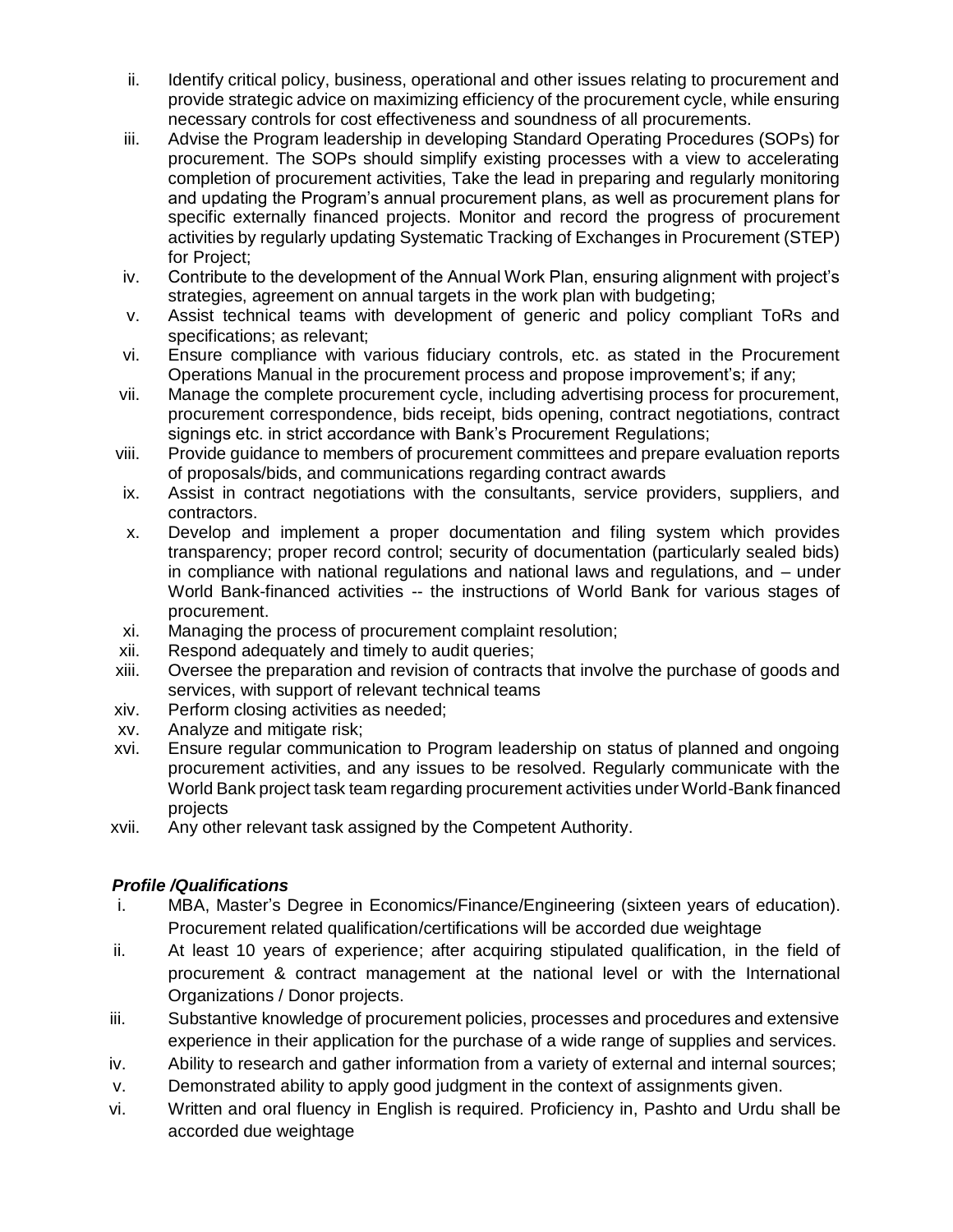ii. Identify critical policy, business, operational and other issues relating to procurement and provide strategic advice on maximizing efficiency of the procurement cycle, while ensuring necessary controls for cost effectiveness and soundness of all procurements.

iii. Advise the Program leadership in developing Standard Operating Procedures (SOPs) for procurement. The SOPs should simplify existing processes with a view to accelerating completion of procurement activities, Take the lead in preparing and regularly monitoring and updating the Program's annual procurement plans, as well as procurement plans for specific externally financed projects. Monitor and record the progress of procurement activities by regularly updating Systematic Tracking of Exchanges in Procurement (STEP) for Project;

iv. Contribute to the development of the Annual Work Plan, ensuring alignment with project's strategies, agreement on annual targets in the work plan with budgeting;

v. Assist technical teams with development of generic and policy compliant ToRs and specifications; as relevant;

vi. Ensure compliance with various fiduciary controls, etc. as stated in the Procurement Operations Manual in the procurement process and propose improvement's; if any;

vii. Manage the complete procurement cycle, including advertising process for procurement, procurement correspondence, bids receipt, bids opening, contract negotiations, contract signings etc. in strict accordance with Bank's Procurement Regulations;

viii. Provide guidance to members of procurement committees and prepare evaluation reports of proposals/bids, and communications regarding contract awards

ix. Assist in contract negotiations with the consultants, service providers, suppliers, and contractors.

x. Develop and implement a proper documentation and filing system which provides transparency; proper record control; security of documentation (particularly sealed bids) in compliance with national regulations and national laws and regulations, and – under World Bank-financed activities -- the instructions of World Bank for various stages of procurement.

xi. Managing the process of procurement complaint resolution;

xii. Respond adequately and timely to audit queries;

xiii. Oversee the preparation and revision of contracts that involve the purchase of goods and services, with support of relevant technical teams

xiv. Perform closing activities as needed;

xv. Analyze and mitigate risk;

xvi. Ensure regular communication to Program leadership on status of planned and ongoing procurement activities, and any issues to be resolved. Regularly communicate with the World Bank project task team regarding procurement activities under World-Bank financed projects

xvii. Any other relevant task assigned by the Competent Authority.

***Profile /Qualifications***

i. MBA, Master's Degree in Economics/Finance/Engineering (sixteen years of education). Procurement related qualification/certifications will be accorded due weightage

ii. At least 10 years of experience; after acquiring stipulated qualification, in the field of procurement & contract management at the national level or with the International Organizations / Donor projects.

iii. Substantive knowledge of procurement policies, processes and procedures and extensive experience in their application for the purchase of a wide range of supplies and services.

iv. Ability to research and gather information from a variety of external and internal sources;

v. Demonstrated ability to apply good judgment in the context of assignments given.

vi. Written and oral fluency in English is required. Proficiency in, Pashto and Urdu shall be accorded due weightage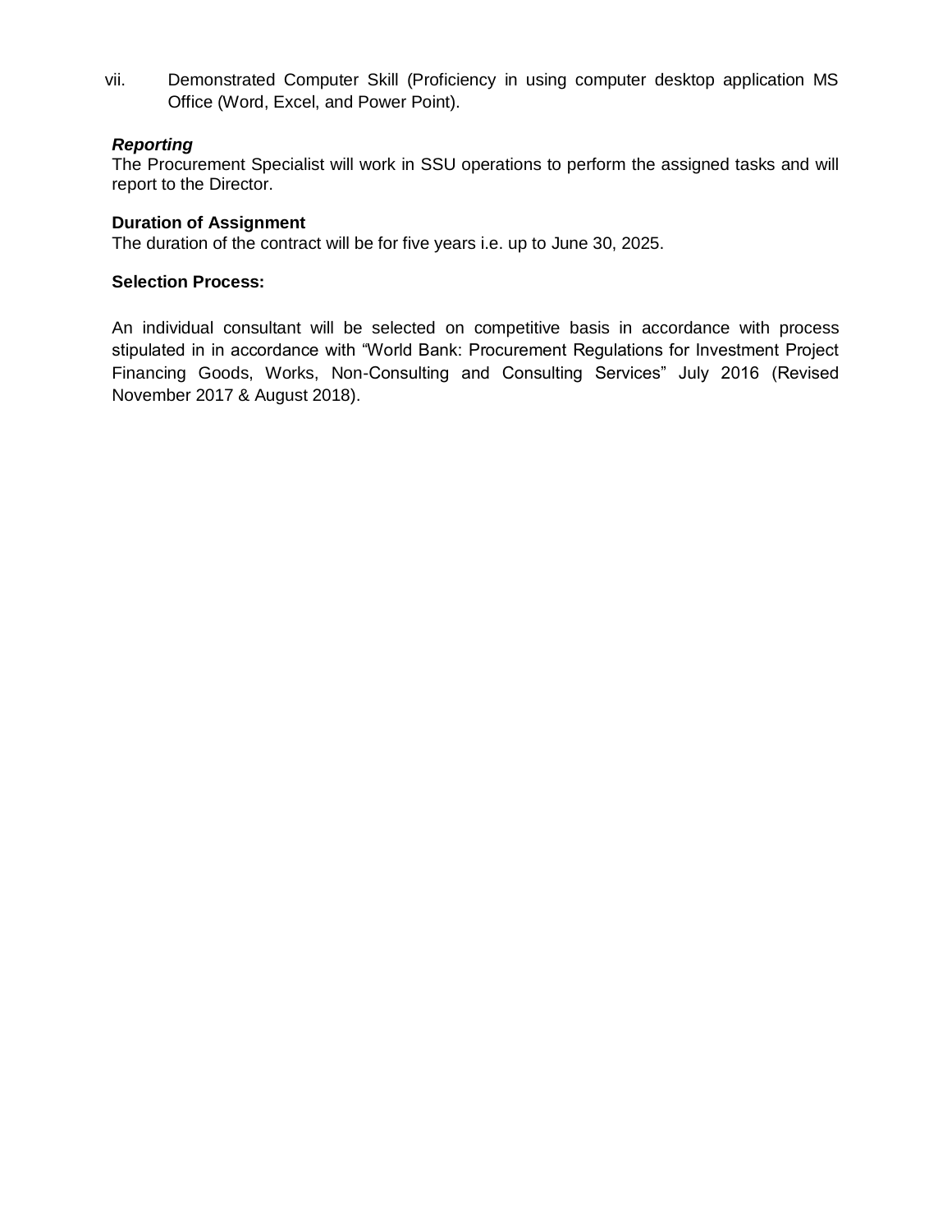vii. Demonstrated Computer Skill (Proficiency in using computer desktop application MS Office (Word, Excel, and Power Point).

***Reporting***

The Procurement Specialist will work in SSU operations to perform the assigned tasks and will report to the Director.

**Duration of Assignment**

The duration of the contract will be for five years i.e. up to June 30, 2025.

**Selection Process:**

An individual consultant will be selected on competitive basis in accordance with process stipulated in in accordance with "World Bank: Procurement Regulations for Investment Project Financing Goods, Works, Non-Consulting and Consulting Services" July 2016 (Revised November 2017 & August 2018).